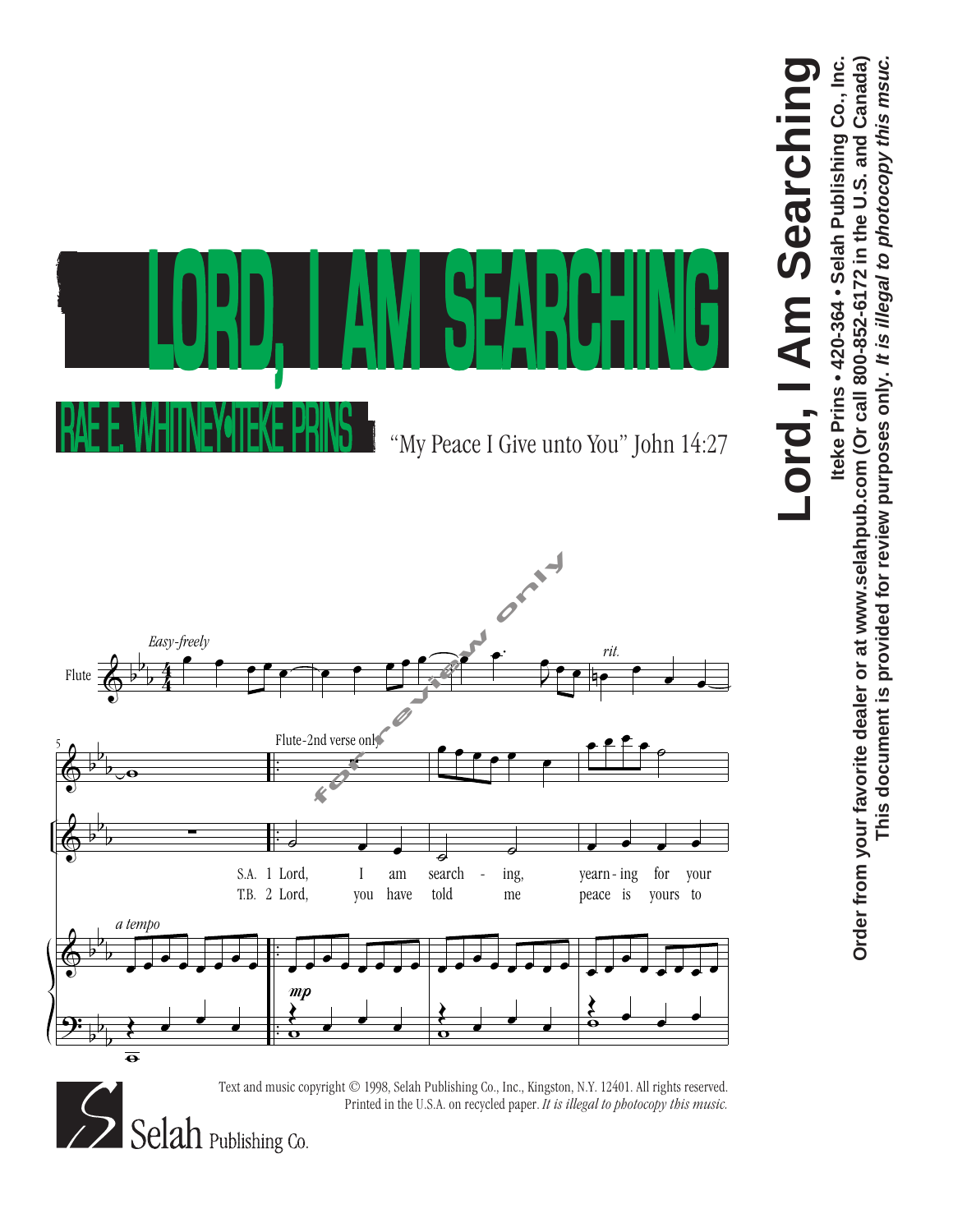# LORD, I AM SEARCHING

RAE E. WHITNEY • ITEKE PRINS

"My Peace I Give unto You" John 14:27

Easy-freely

Flute

rit.

Flute-2nd verse only

a tempo

mp

S.A. 1 Lord, I am search - ing, yearn - ing for your

T.B. 2 Lord, you have told me peace is yours to

Text and music copyright © 1998, Selah Publishing Co., Inc., Kingston, N.Y. 12401. All rights reserved.
Printed in the U.S.A. on recycled paper. *It is illegal to photocopy this music.*

Selah Publishing Co.

**Lord, I Am Searching**

**Iteke Prins • 420-364 • Selah Publishing Co., Inc.**

**Order from your favorite dealer or at www.selahpub.com (Or call 800-852-6172 in the U.S. and Canada)**

**This document is provided for review purposes only. *It is illegal to photocopy this msuc.***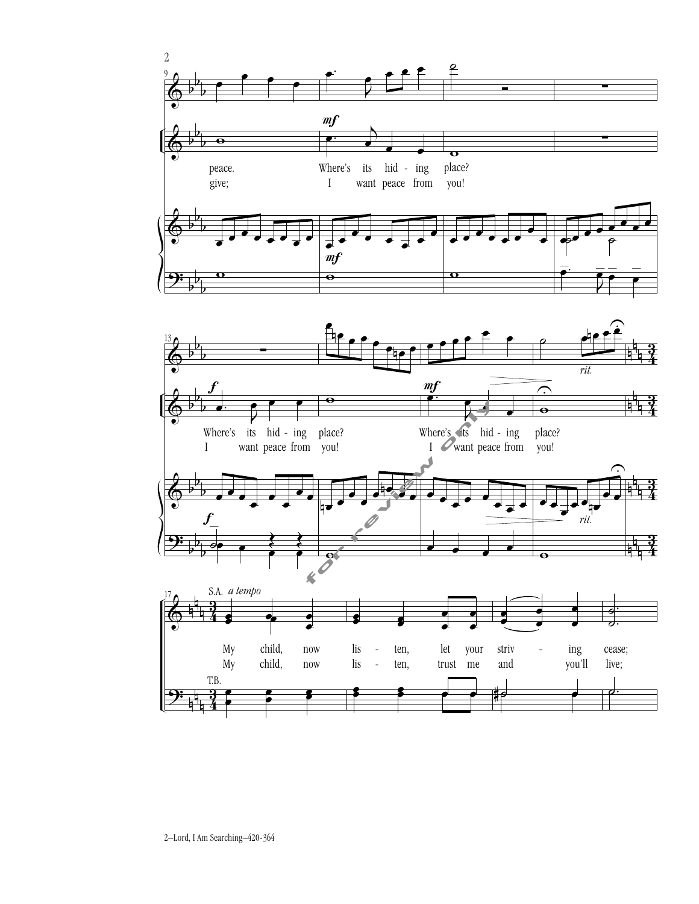peace. Where's its hid - ing place?

give; I want peace from you!

mf

Where's its hid - ing place? Where's its hid - ing place?

I want peace from you! I want peace from you!

f mf

rit.

S.A. *a tempo*

My child, now lis - ten, let your striv - ing cease;

My child, now lis - ten, trust me and you'll live;

T.B.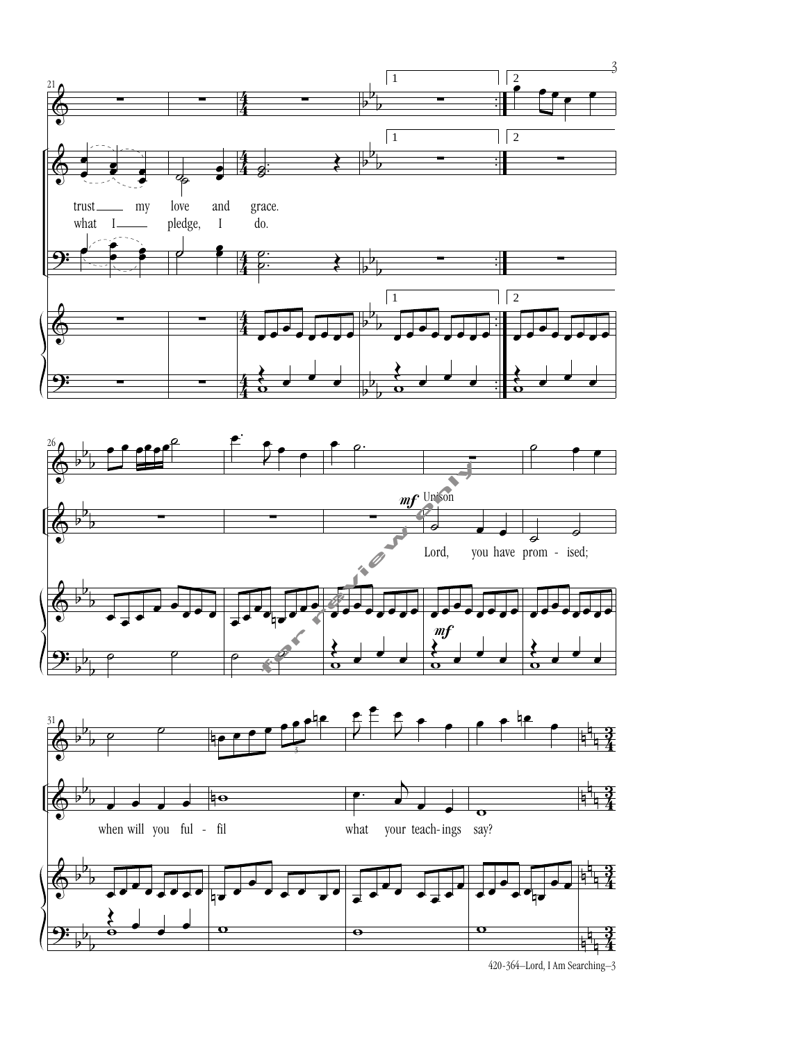trust ___ my love and grace.
what I ___ pledge, I do.

*mf* Unison

Lord, you have prom - ised;

when will you ful - fil what your teach - ings say?

*mf*

for review only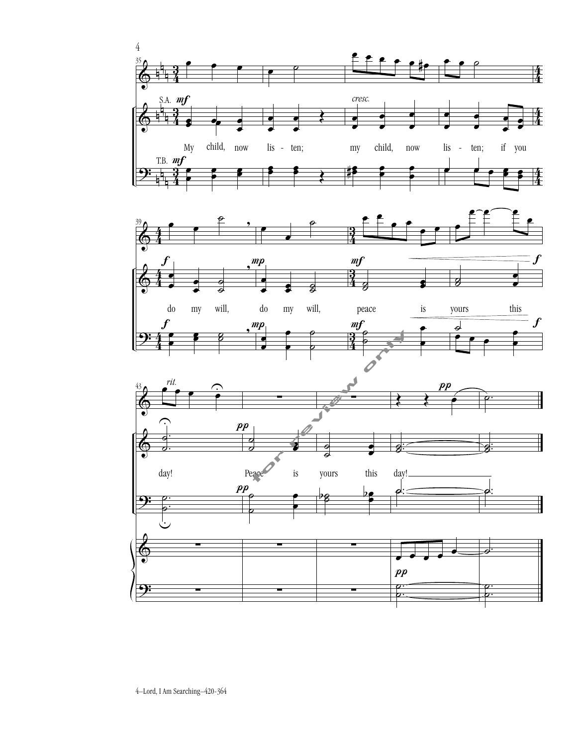S.A.

My child, now lis - ten; my child, now lis - ten; if you

T.B.

do my will, do my will, peace is yours this

day! Peace is yours this day!